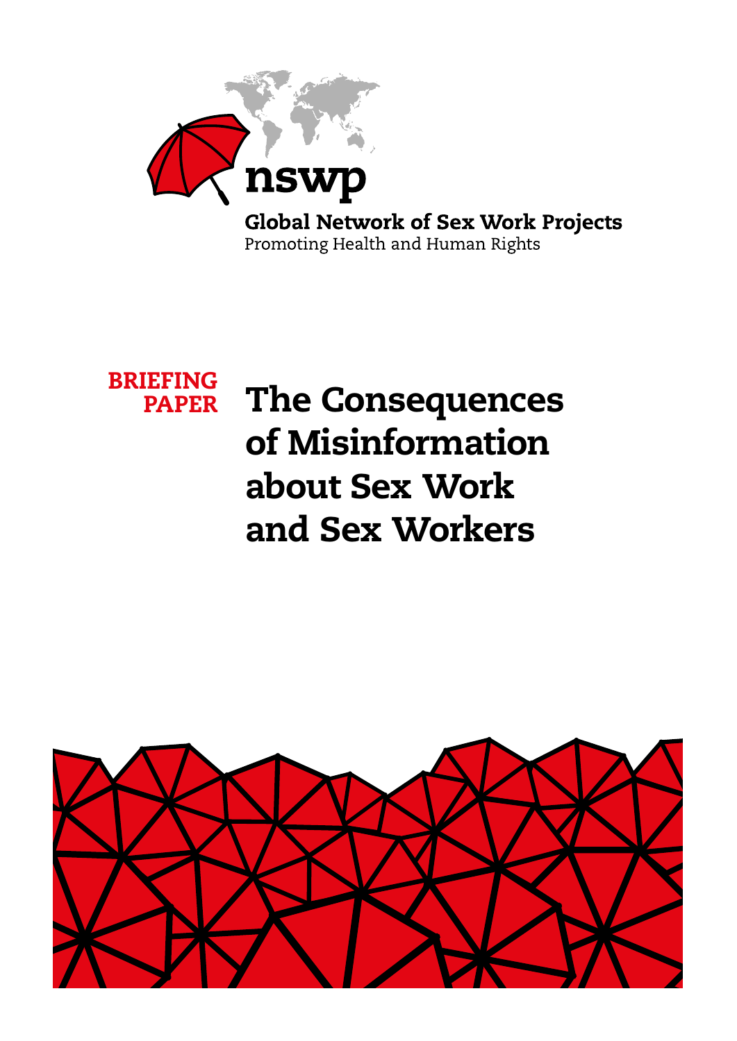nswp

Global Network of Sex Work Projects

Promoting Health and Human Rights

BRIEFING PAPER

# The Consequences of Misinformation about Sex Work and Sex Workers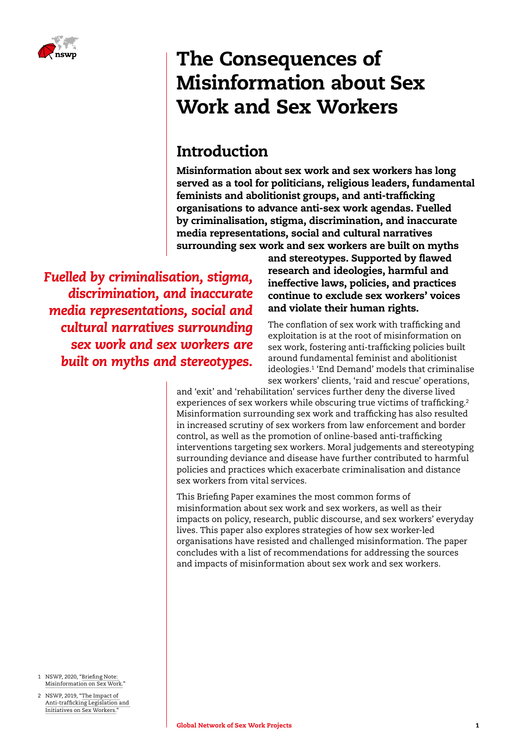# The Consequences of Misinformation about Sex Work and Sex Workers

## Introduction

**Misinformation about sex work and sex workers has long served as a tool for politicians, religious leaders, fundamental feminists and abolitionist groups, and anti-trafficking organisations to advance anti-sex work agendas. Fuelled by criminalisation, stigma, discrimination, and inaccurate media representations, social and cultural narratives surrounding sex work and sex workers are built on myths and stereotypes. Supported by flawed research and ideologies, harmful and ineffective laws, policies, and practices continue to exclude sex workers' voices and violate their human rights.**

*Fuelled by criminalisation, stigma, discrimination, and inaccurate media representations, social and cultural narratives surrounding sex work and sex workers are built on myths and stereotypes.*

The conflation of sex work with trafficking and exploitation is at the root of misinformation on sex work, fostering anti-trafficking policies built around fundamental feminist and abolitionist ideologies.[1] 'End Demand' models that criminalise sex workers' clients, 'raid and rescue' operations, and 'exit' and 'rehabilitation' services further deny the diverse lived experiences of sex workers while obscuring true victims of trafficking.[2] Misinformation surrounding sex work and trafficking has also resulted in increased scrutiny of sex workers from law enforcement and border control, as well as the promotion of online-based anti-trafficking interventions targeting sex workers. Moral judgements and stereotyping surrounding deviance and disease have further contributed to harmful policies and practices which exacerbate criminalisation and distance sex workers from vital services.

This Briefing Paper examines the most common forms of misinformation about sex work and sex workers, as well as their impacts on policy, research, public discourse, and sex workers' everyday lives. This paper also explores strategies of how sex worker-led organisations have resisted and challenged misinformation. The paper concludes with a list of recommendations for addressing the sources and impacts of misinformation about sex work and sex workers.

1 NSWP, 2020, "Briefing Note: Misinformation on Sex Work."

2 NSWP, 2019, "The Impact of Anti-trafficking Legislation and Initiatives on Sex Workers."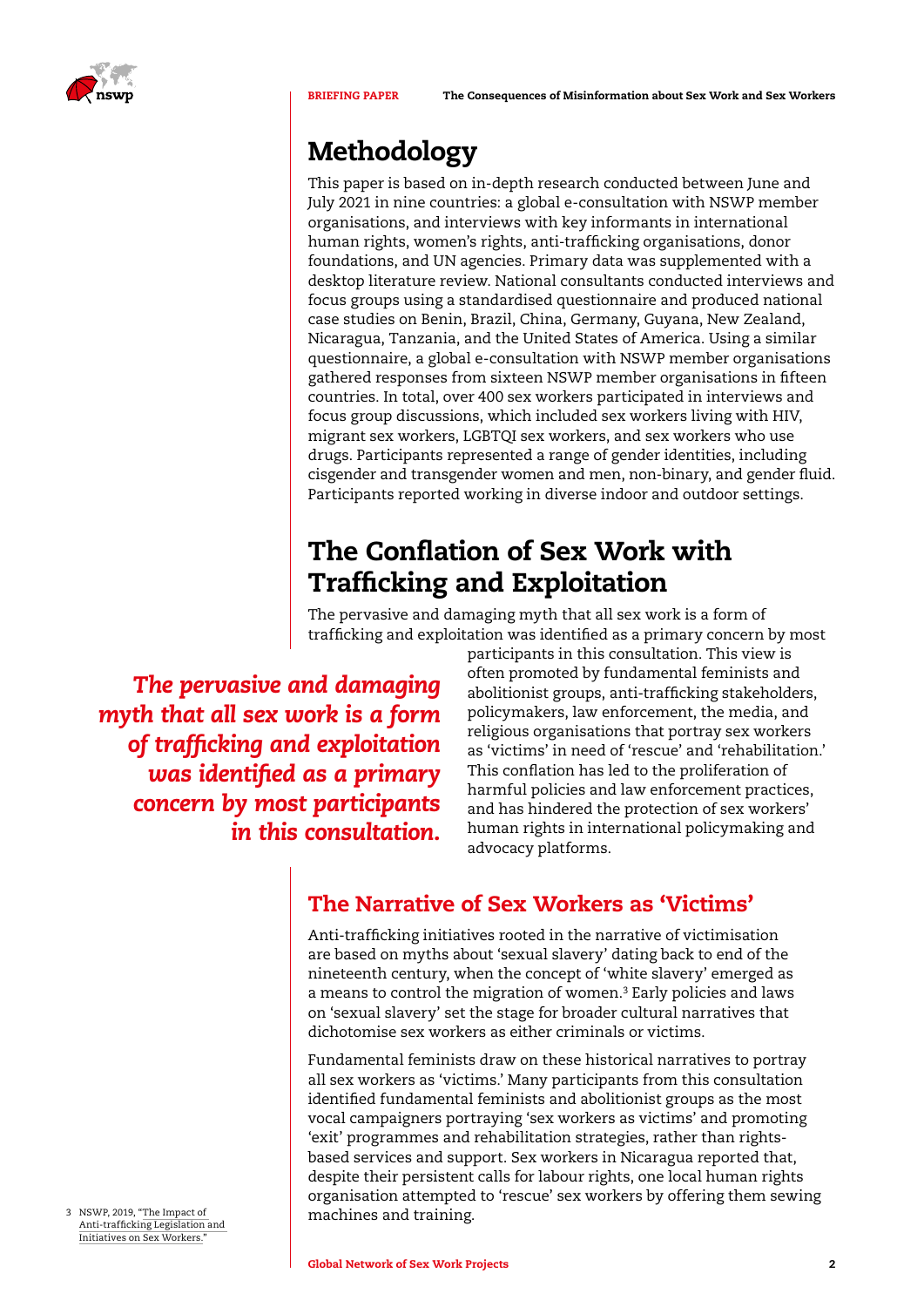# Methodology

This paper is based on in-depth research conducted between June and July 2021 in nine countries: a global e-consultation with NSWP member organisations, and interviews with key informants in international human rights, women's rights, anti-trafficking organisations, donor foundations, and UN agencies. Primary data was supplemented with a desktop literature review. National consultants conducted interviews and focus groups using a standardised questionnaire and produced national case studies on Benin, Brazil, China, Germany, Guyana, New Zealand, Nicaragua, Tanzania, and the United States of America. Using a similar questionnaire, a global e-consultation with NSWP member organisations gathered responses from sixteen NSWP member organisations in fifteen countries. In total, over 400 sex workers participated in interviews and focus group discussions, which included sex workers living with HIV, migrant sex workers, LGBTQI sex workers, and sex workers who use drugs. Participants represented a range of gender identities, including cisgender and transgender women and men, non-binary, and gender fluid. Participants reported working in diverse indoor and outdoor settings.

# The Conflation of Sex Work with Trafficking and Exploitation

The pervasive and damaging myth that all sex work is a form of trafficking and exploitation was identified as a primary concern by most participants in this consultation. This view is often promoted by fundamental feminists and abolitionist groups, anti-trafficking stakeholders, policymakers, law enforcement, the media, and religious organisations that portray sex workers as 'victims' in need of 'rescue' and 'rehabilitation.' This conflation has led to the proliferation of harmful policies and law enforcement practices, and has hindered the protection of sex workers' human rights in international policymaking and advocacy platforms.

*The pervasive and damaging myth that all sex work is a form of trafficking and exploitation was identified as a primary concern by most participants in this consultation.*

## The Narrative of Sex Workers as 'Victims'

Anti-trafficking initiatives rooted in the narrative of victimisation are based on myths about 'sexual slavery' dating back to end of the nineteenth century, when the concept of 'white slavery' emerged as a means to control the migration of women.[3] Early policies and laws on 'sexual slavery' set the stage for broader cultural narratives that dichotomise sex workers as either criminals or victims.

Fundamental feminists draw on these historical narratives to portray all sex workers as 'victims.' Many participants from this consultation identified fundamental feminists and abolitionist groups as the most vocal campaigners portraying 'sex workers as victims' and promoting 'exit' programmes and rehabilitation strategies, rather than rights-based services and support. Sex workers in Nicaragua reported that, despite their persistent calls for labour rights, one local human rights organisation attempted to 'rescue' sex workers by offering them sewing machines and training.

3 NSWP, 2019, "The Impact of Anti-trafficking Legislation and Initiatives on Sex Workers."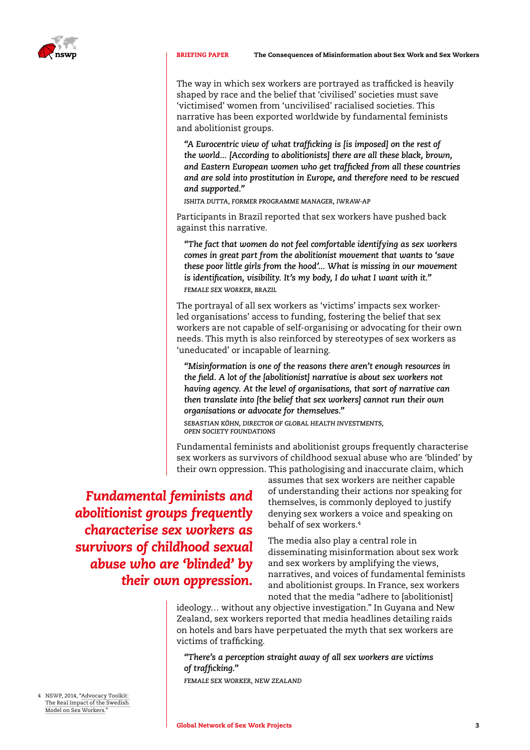The way in which sex workers are portrayed as trafficked is heavily shaped by race and the belief that 'civilised' societies must save 'victimised' women from 'uncivilised' racialised societies. This narrative has been exported worldwide by fundamental feminists and abolitionist groups.

> ***"A Eurocentric view of what trafficking is [is imposed] on the rest of the world… [According to abolitionists] there are all these black, brown, and Eastern European women who get trafficked from all these countries and are sold into prostitution in Europe, and therefore need to be rescued and supported."***
>
> *ISHITA DUTTA, FORMER PROGRAMME MANAGER, IWRAW-AP*

Participants in Brazil reported that sex workers have pushed back against this narrative.

> ***"The fact that women do not feel comfortable identifying as sex workers comes in great part from the abolitionist movement that wants to 'save these poor little girls from the hood'… What is missing in our movement is identification, visibility. It's my body, I do what I want with it."***
>
> *FEMALE SEX WORKER, BRAZIL*

The portrayal of all sex workers as 'victims' impacts sex worker-led organisations' access to funding, fostering the belief that sex workers are not capable of self-organising or advocating for their own needs. This myth is also reinforced by stereotypes of sex workers as 'uneducated' or incapable of learning.

> ***"Misinformation is one of the reasons there aren't enough resources in the field. A lot of the [abolitionist] narrative is about sex workers not having agency. At the level of organisations, that sort of narrative can then translate into [the belief that sex workers] cannot run their own organisations or advocate for themselves."***
>
> *SEBASTIAN KÖHN, DIRECTOR OF GLOBAL HEALTH INVESTMENTS, OPEN SOCIETY FOUNDATIONS*

Fundamental feminists and abolitionist groups frequently characterise sex workers as survivors of childhood sexual abuse who are 'blinded' by their own oppression. This pathologising and inaccurate claim, which assumes that sex workers are neither capable of understanding their actions nor speaking for themselves, is commonly deployed to justify denying sex workers a voice and speaking on behalf of sex workers.[4]

***Fundamental feminists and abolitionist groups frequently characterise sex workers as survivors of childhood sexual abuse who are 'blinded' by their own oppression.***

The media also play a central role in disseminating misinformation about sex work and sex workers by amplifying the views, narratives, and voices of fundamental feminists and abolitionist groups. In France, sex workers noted that the media "adhere to [abolitionist] ideology… without any objective investigation." In Guyana and New Zealand, sex workers reported that media headlines detailing raids on hotels and bars have perpetuated the myth that sex workers are victims of trafficking.

> ***"There's a perception straight away of all sex workers are victims of trafficking."***
>
> *FEMALE SEX WORKER, NEW ZEALAND*

---

4 NSWP, 2014, "Advocacy Toolkit: The Real Impact of the Swedish Model on Sex Workers."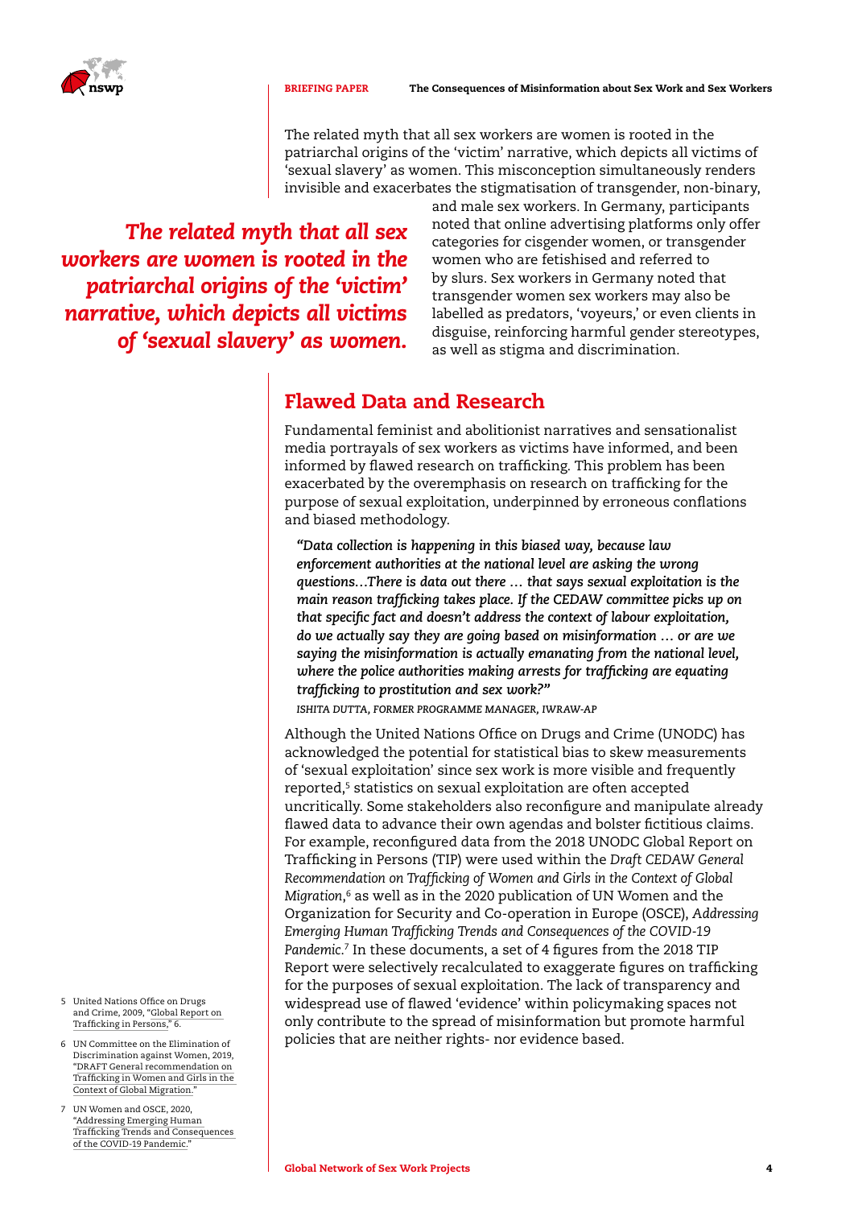The related myth that all sex workers are women is rooted in the patriarchal origins of the 'victim' narrative, which depicts all victims of 'sexual slavery' as women. This misconception simultaneously renders invisible and exacerbates the stigmatisation of transgender, non-binary, and male sex workers. In Germany, participants noted that online advertising platforms only offer categories for cisgender women, or transgender women who are fetishised and referred to by slurs. Sex workers in Germany noted that transgender women sex workers may also be labelled as predators, 'voyeurs,' or even clients in disguise, reinforcing harmful gender stereotypes, as well as stigma and discrimination.

***The related myth that all sex workers are women is rooted in the patriarchal origins of the 'victim' narrative, which depicts all victims of 'sexual slavery' as women.***

## Flawed Data and Research

Fundamental feminist and abolitionist narratives and sensationalist media portrayals of sex workers as victims have informed, and been informed by flawed research on trafficking. This problem has been exacerbated by the overemphasis on research on trafficking for the purpose of sexual exploitation, underpinned by erroneous conflations and biased methodology.

> ***"Data collection is happening in this biased way, because law enforcement authorities at the national level are asking the wrong questions…There is data out there … that says sexual exploitation is the main reason trafficking takes place. If the CEDAW committee picks up on that specific fact and doesn't address the context of labour exploitation, do we actually say they are going based on misinformation … or are we saying the misinformation is actually emanating from the national level, where the police authorities making arrests for trafficking are equating trafficking to prostitution and sex work?"***
>
> *ISHITA DUTTA, FORMER PROGRAMME MANAGER, IWRAW-AP*

Although the United Nations Office on Drugs and Crime (UNODC) has acknowledged the potential for statistical bias to skew measurements of 'sexual exploitation' since sex work is more visible and frequently reported,[5] statistics on sexual exploitation are often accepted uncritically. Some stakeholders also reconfigure and manipulate already flawed data to advance their own agendas and bolster fictitious claims. For example, reconfigured data from the 2018 UNODC Global Report on Trafficking in Persons (TIP) were used within the *Draft CEDAW General Recommendation on Trafficking of Women and Girls in the Context of Global Migration*,[6] as well as in the 2020 publication of UN Women and the Organization for Security and Co-operation in Europe (OSCE), *Addressing Emerging Human Trafficking Trends and Consequences of the COVID-19 Pandemic*.[7] In these documents, a set of 4 figures from the 2018 TIP Report were selectively recalculated to exaggerate figures on trafficking for the purposes of sexual exploitation. The lack of transparency and widespread use of flawed 'evidence' within policymaking spaces not only contribute to the spread of misinformation but promote harmful policies that are neither rights- nor evidence based.

5 United Nations Office on Drugs and Crime, 2009, "Global Report on Trafficking in Persons," 6.

6 UN Committee on the Elimination of Discrimination against Women, 2019, "DRAFT General recommendation on Trafficking in Women and Girls in the Context of Global Migration."

7 UN Women and OSCE, 2020, "Addressing Emerging Human Trafficking Trends and Consequences of the COVID-19 Pandemic."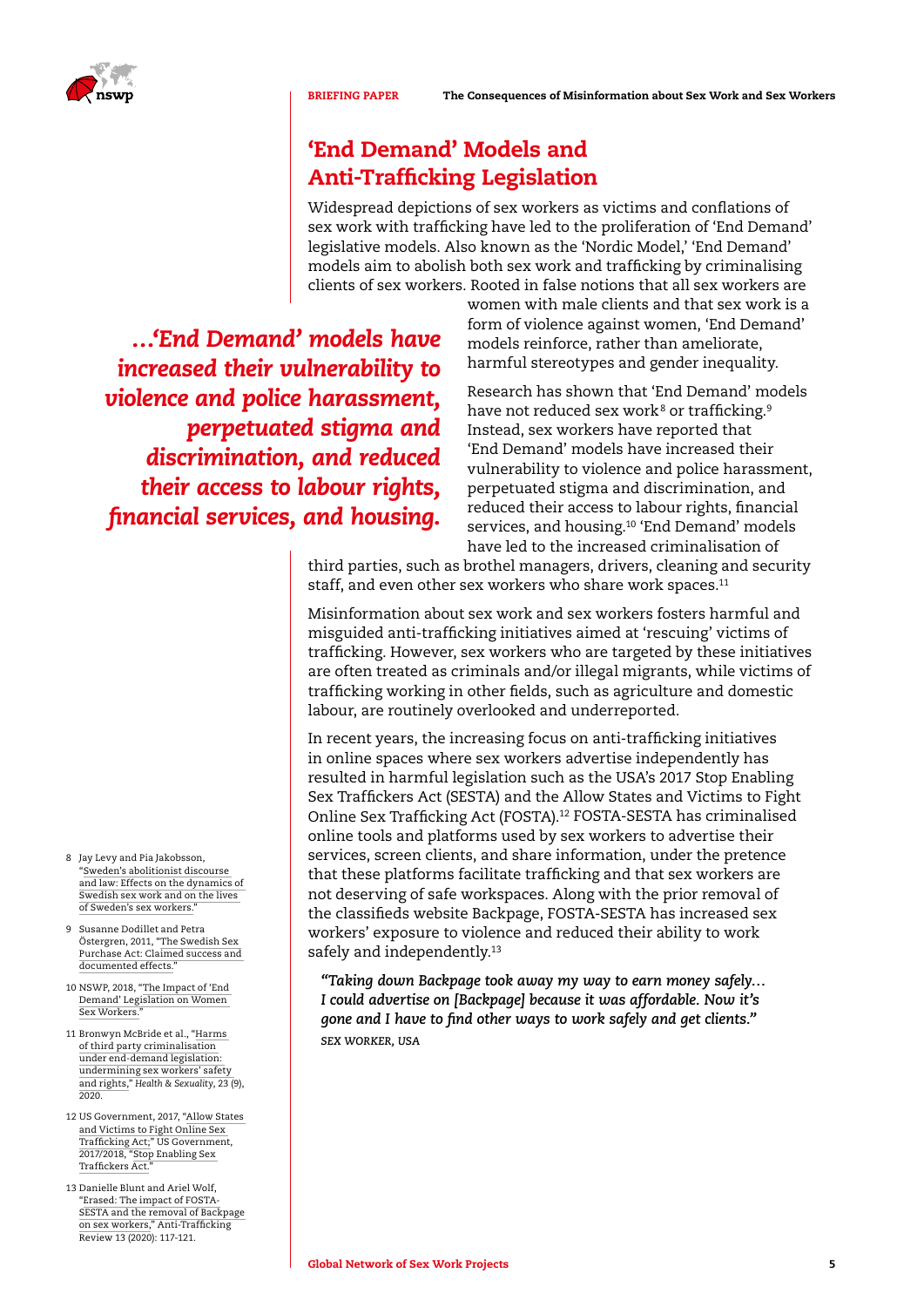## 'End Demand' Models and Anti-Trafficking Legislation

Widespread depictions of sex workers as victims and conflations of sex work with trafficking have led to the proliferation of 'End Demand' legislative models. Also known as the 'Nordic Model,' 'End Demand' models aim to abolish both sex work and trafficking by criminalising clients of sex workers. Rooted in false notions that all sex workers are women with male clients and that sex work is a form of violence against women, 'End Demand' models reinforce, rather than ameliorate, harmful stereotypes and gender inequality.

> ***…'End Demand' models have increased their vulnerability to violence and police harassment, perpetuated stigma and discrimination, and reduced their access to labour rights, financial services, and housing.***

Research has shown that 'End Demand' models have not reduced sex work[8] or trafficking.[9] Instead, sex workers have reported that 'End Demand' models have increased their vulnerability to violence and police harassment, perpetuated stigma and discrimination, and reduced their access to labour rights, financial services, and housing.[10] 'End Demand' models have led to the increased criminalisation of third parties, such as brothel managers, drivers, cleaning and security staff, and even other sex workers who share work spaces.[11]

Misinformation about sex work and sex workers fosters harmful and misguided anti-trafficking initiatives aimed at 'rescuing' victims of trafficking. However, sex workers who are targeted by these initiatives are often treated as criminals and/or illegal migrants, while victims of trafficking working in other fields, such as agriculture and domestic labour, are routinely overlooked and underreported.

In recent years, the increasing focus on anti-trafficking initiatives in online spaces where sex workers advertise independently has resulted in harmful legislation such as the USA's 2017 Stop Enabling Sex Traffickers Act (SESTA) and the Allow States and Victims to Fight Online Sex Trafficking Act (FOSTA).[12] FOSTA-SESTA has criminalised online tools and platforms used by sex workers to advertise their services, screen clients, and share information, under the pretence that these platforms facilitate trafficking and that sex workers are not deserving of safe workspaces. Along with the prior removal of the classifieds website Backpage, FOSTA-SESTA has increased sex workers' exposure to violence and reduced their ability to work safely and independently.[13]

> ***"Taking down Backpage took away my way to earn money safely… I could advertise on [Backpage] because it was affordable. Now it's gone and I have to find other ways to work safely and get clients."***
> *SEX WORKER, USA*

---

8 Jay Levy and Pia Jakobsson, "Sweden's abolitionist discourse and law: Effects on the dynamics of Swedish sex work and on the lives of Sweden's sex workers."

9 Susanne Dodillet and Petra Östergren, 2011, "The Swedish Sex Purchase Act: Claimed success and documented effects."

10 NSWP, 2018, "The Impact of 'End Demand' Legislation on Women Sex Workers."

11 Bronwyn McBride et al., "Harms of third party criminalisation under end-demand legislation: undermining sex workers' safety and rights," *Health & Sexuality*, 23 (9), 2020.

12 US Government, 2017, "Allow States and Victims to Fight Online Sex Trafficking Act;" US Government, 2017/2018, "Stop Enabling Sex Traffickers Act."

13 Danielle Blunt and Ariel Wolf, "Erased: The impact of FOSTA-SESTA and the removal of Backpage on sex workers," Anti-Trafficking Review 13 (2020): 117-121.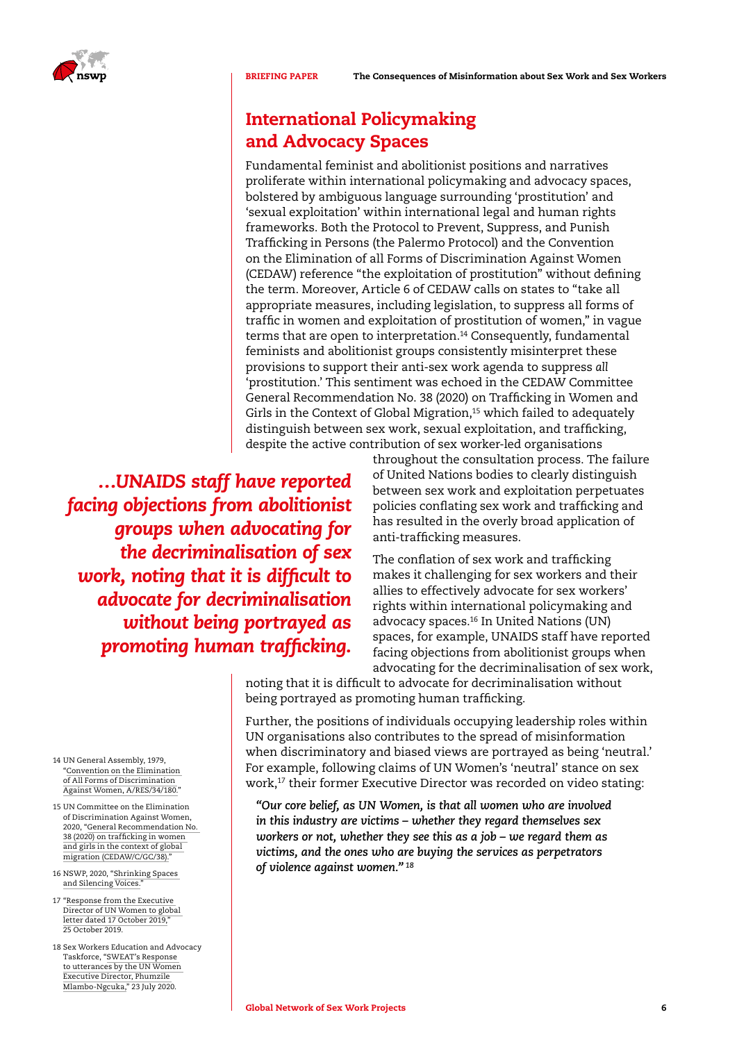## International Policymaking and Advocacy Spaces

Fundamental feminist and abolitionist positions and narratives proliferate within international policymaking and advocacy spaces, bolstered by ambiguous language surrounding 'prostitution' and 'sexual exploitation' within international legal and human rights frameworks. Both the Protocol to Prevent, Suppress, and Punish Trafficking in Persons (the Palermo Protocol) and the Convention on the Elimination of all Forms of Discrimination Against Women (CEDAW) reference "the exploitation of prostitution" without defining the term. Moreover, Article 6 of CEDAW calls on states to "take all appropriate measures, including legislation, to suppress all forms of traffic in women and exploitation of prostitution of women," in vague terms that are open to interpretation.[14] Consequently, fundamental feminists and abolitionist groups consistently misinterpret these provisions to support their anti-sex work agenda to suppress *all* 'prostitution.' This sentiment was echoed in the CEDAW Committee General Recommendation No. 38 (2020) on Trafficking in Women and Girls in the Context of Global Migration,[15] which failed to adequately distinguish between sex work, sexual exploitation, and trafficking, despite the active contribution of sex worker-led organisations throughout the consultation process. The failure of United Nations bodies to clearly distinguish between sex work and exploitation perpetuates policies conflating sex work and trafficking and has resulted in the overly broad application of anti-trafficking measures.

***…UNAIDS staff have reported facing objections from abolitionist groups when advocating for the decriminalisation of sex work, noting that it is difficult to advocate for decriminalisation without being portrayed as promoting human trafficking.***

The conflation of sex work and trafficking makes it challenging for sex workers and their allies to effectively advocate for sex workers' rights within international policymaking and advocacy spaces.[16] In United Nations (UN) spaces, for example, UNAIDS staff have reported facing objections from abolitionist groups when advocating for the decriminalisation of sex work, noting that it is difficult to advocate for decriminalisation without being portrayed as promoting human trafficking.

Further, the positions of individuals occupying leadership roles within UN organisations also contributes to the spread of misinformation when discriminatory and biased views are portrayed as being 'neutral.' For example, following claims of UN Women's 'neutral' stance on sex work,[17] their former Executive Director was recorded on video stating:

> ***"Our core belief, as UN Women, is that all women who are involved in this industry are victims – whether they regard themselves sex workers or not, whether they see this as a job – we regard them as victims, and the ones who are buying the services as perpetrators of violence against women."*** [18]

14 UN General Assembly, 1979, "Convention on the Elimination of All Forms of Discrimination Against Women, A/RES/34/180."

15 UN Committee on the Elimination of Discrimination Against Women, 2020, "General Recommendation No. 38 (2020) on trafficking in women and girls in the context of global migration (CEDAW/C/GC/38)."

16 NSWP, 2020, "Shrinking Spaces and Silencing Voices."

17 "Response from the Executive Director of UN Women to global letter dated 17 October 2019," 25 October 2019.

18 Sex Workers Education and Advocacy Taskforce, "SWEAT's Response to utterances by the UN Women Executive Director, Phumzile Mlambo-Ngcuka," 23 July 2020.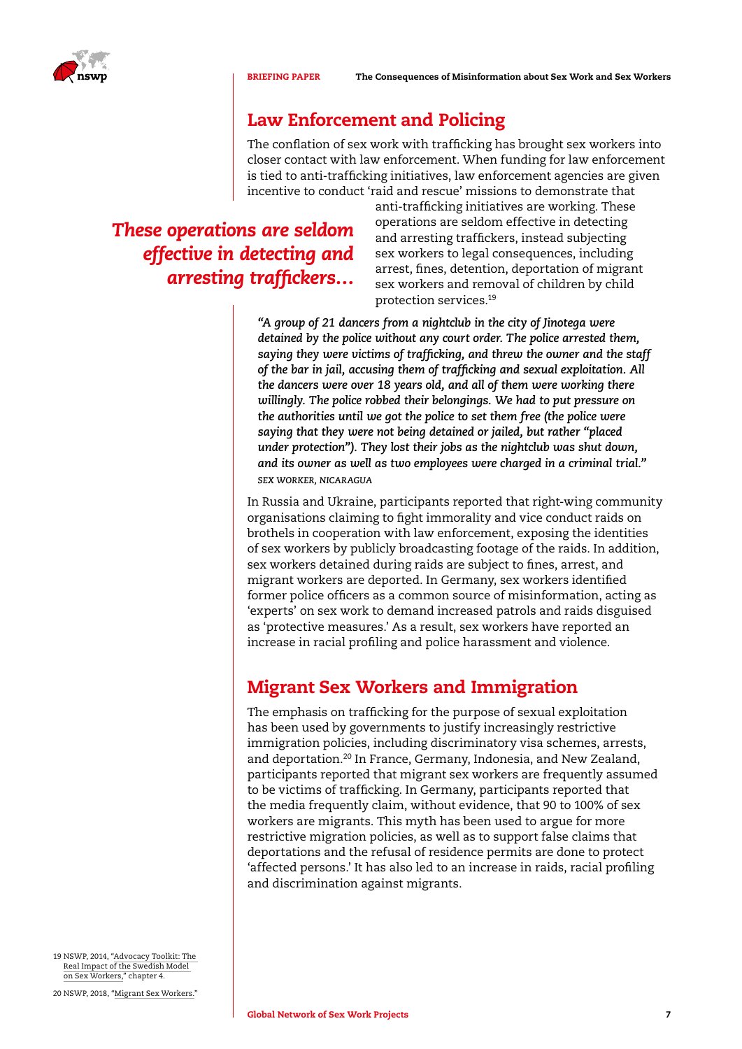## Law Enforcement and Policing

The conflation of sex work with trafficking has brought sex workers into closer contact with law enforcement. When funding for law enforcement is tied to anti-trafficking initiatives, law enforcement agencies are given incentive to conduct 'raid and rescue' missions to demonstrate that anti-trafficking initiatives are working. These operations are seldom effective in detecting and arresting traffickers, instead subjecting sex workers to legal consequences, including arrest, fines, detention, deportation of migrant sex workers and removal of children by child protection services.[19]

***These operations are seldom effective in detecting and arresting traffickers…***

> *"A group of 21 dancers from a nightclub in the city of Jinotega were detained by the police without any court order. The police arrested them, saying they were victims of trafficking, and threw the owner and the staff of the bar in jail, accusing them of trafficking and sexual exploitation. All the dancers were over 18 years old, and all of them were working there willingly. The police robbed their belongings. We had to put pressure on the authorities until we got the police to set them free (the police were saying that they were not being detained or jailed, but rather "placed under protection"). They lost their jobs as the nightclub was shut down, and its owner as well as two employees were charged in a criminal trial."*
>
> *SEX WORKER, NICARAGUA*

In Russia and Ukraine, participants reported that right-wing community organisations claiming to fight immorality and vice conduct raids on brothels in cooperation with law enforcement, exposing the identities of sex workers by publicly broadcasting footage of the raids. In addition, sex workers detained during raids are subject to fines, arrest, and migrant workers are deported. In Germany, sex workers identified former police officers as a common source of misinformation, acting as 'experts' on sex work to demand increased patrols and raids disguised as 'protective measures.' As a result, sex workers have reported an increase in racial profiling and police harassment and violence.

## Migrant Sex Workers and Immigration

The emphasis on trafficking for the purpose of sexual exploitation has been used by governments to justify increasingly restrictive immigration policies, including discriminatory visa schemes, arrests, and deportation.[20] In France, Germany, Indonesia, and New Zealand, participants reported that migrant sex workers are frequently assumed to be victims of trafficking. In Germany, participants reported that the media frequently claim, without evidence, that 90 to 100% of sex workers are migrants. This myth has been used to argue for more restrictive migration policies, as well as to support false claims that deportations and the refusal of residence permits are done to protect 'affected persons.' It has also led to an increase in raids, racial profiling and discrimination against migrants.

19 NSWP, 2014, "Advocacy Toolkit: The Real Impact of the Swedish Model on Sex Workers," chapter 4.

20 NSWP, 2018, "Migrant Sex Workers."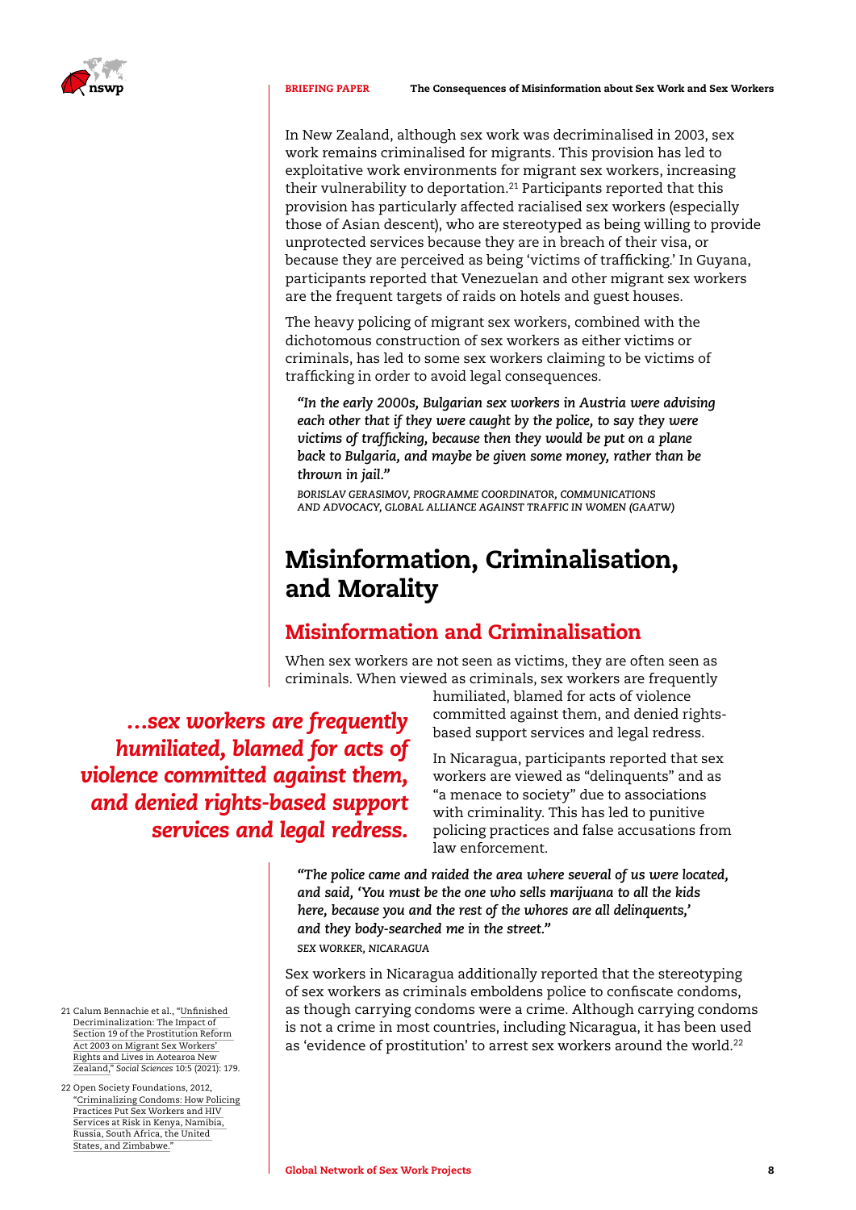In New Zealand, although sex work was decriminalised in 2003, sex work remains criminalised for migrants. This provision has led to exploitative work environments for migrant sex workers, increasing their vulnerability to deportation.[21] Participants reported that this provision has particularly affected racialised sex workers (especially those of Asian descent), who are stereotyped as being willing to provide unprotected services because they are in breach of their visa, or because they are perceived as being 'victims of trafficking.' In Guyana, participants reported that Venezuelan and other migrant sex workers are the frequent targets of raids on hotels and guest houses.

The heavy policing of migrant sex workers, combined with the dichotomous construction of sex workers as either victims or criminals, has led to some sex workers claiming to be victims of trafficking in order to avoid legal consequences.

> ***"In the early 2000s, Bulgarian sex workers in Austria were advising each other that if they were caught by the police, to say they were victims of trafficking, because then they would be put on a plane back to Bulgaria, and maybe be given some money, rather than be thrown in jail."***
>
> *BORISLAV GERASIMOV, PROGRAMME COORDINATOR, COMMUNICATIONS AND ADVOCACY, GLOBAL ALLIANCE AGAINST TRAFFIC IN WOMEN (GAATW)*

# Misinformation, Criminalisation, and Morality

## Misinformation and Criminalisation

When sex workers are not seen as victims, they are often seen as criminals. When viewed as criminals, sex workers are frequently humiliated, blamed for acts of violence committed against them, and denied rights-based support services and legal redress.

***...sex workers are frequently humiliated, blamed for acts of violence committed against them, and denied rights-based support services and legal redress.***

In Nicaragua, participants reported that sex workers are viewed as "delinquents" and as "a menace to society" due to associations with criminality. This has led to punitive policing practices and false accusations from law enforcement.

> ***"The police came and raided the area where several of us were located, and said, 'You must be the one who sells marijuana to all the kids here, because you and the rest of the whores are all delinquents,' and they body-searched me in the street."***
>
> *SEX WORKER, NICARAGUA*

Sex workers in Nicaragua additionally reported that the stereotyping of sex workers as criminals emboldens police to confiscate condoms, as though carrying condoms were a crime. Although carrying condoms is not a crime in most countries, including Nicaragua, it has been used as 'evidence of prostitution' to arrest sex workers around the world.[22]

21 Calum Bennachie et al., "Unfinished Decriminalization: The Impact of Section 19 of the Prostitution Reform Act 2003 on Migrant Sex Workers' Rights and Lives in Aotearoa New Zealand," *Social Sciences* 10:5 (2021): 179.

22 Open Society Foundations, 2012, "Criminalizing Condoms: How Policing Practices Put Sex Workers and HIV Services at Risk in Kenya, Namibia, Russia, South Africa, the United States, and Zimbabwe."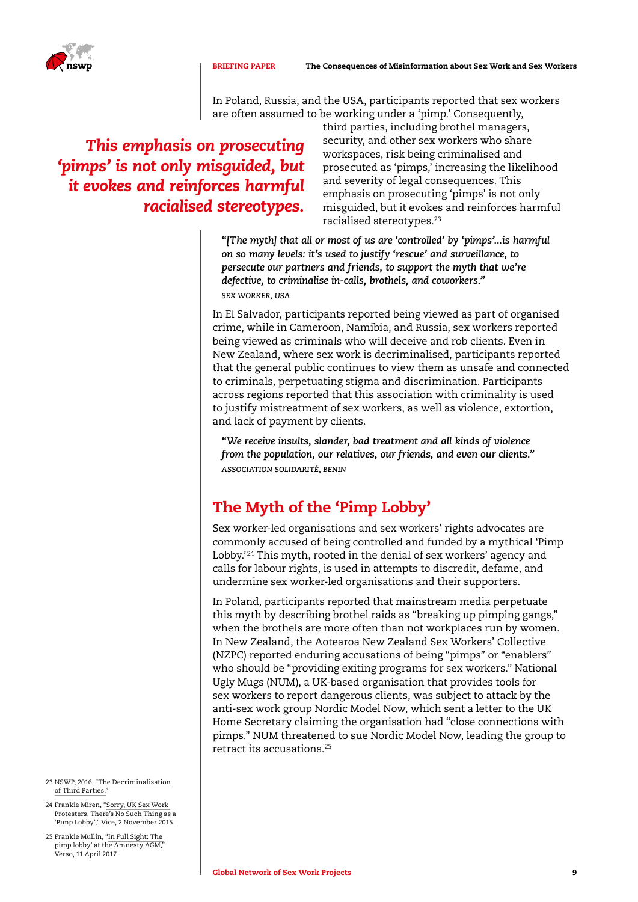In Poland, Russia, and the USA, participants reported that sex workers are often assumed to be working under a 'pimp.' Consequently, third parties, including brothel managers, security, and other sex workers who share workspaces, risk being criminalised and prosecuted as 'pimps,' increasing the likelihood and severity of legal consequences. This emphasis on prosecuting 'pimps' is not only misguided, but it evokes and reinforces harmful racialised stereotypes.[23]

*This emphasis on prosecuting 'pimps' is not only misguided, but it evokes and reinforces harmful racialised stereotypes.*

> *"[The myth] that all or most of us are 'controlled' by 'pimps'…is harmful on so many levels: it's used to justify 'rescue' and surveillance, to persecute our partners and friends, to support the myth that we're defective, to criminalise in-calls, brothels, and coworkers."*
> SEX WORKER, USA

In El Salvador, participants reported being viewed as part of organised crime, while in Cameroon, Namibia, and Russia, sex workers reported being viewed as criminals who will deceive and rob clients. Even in New Zealand, where sex work is decriminalised, participants reported that the general public continues to view them as unsafe and connected to criminals, perpetuating stigma and discrimination. Participants across regions reported that this association with criminality is used to justify mistreatment of sex workers, as well as violence, extortion, and lack of payment by clients.

> *"We receive insults, slander, bad treatment and all kinds of violence from the population, our relatives, our friends, and even our clients."*
> ASSOCIATION SOLIDARITÉ, BENIN

## The Myth of the 'Pimp Lobby'

Sex worker-led organisations and sex workers' rights advocates are commonly accused of being controlled and funded by a mythical 'Pimp Lobby.'[24] This myth, rooted in the denial of sex workers' agency and calls for labour rights, is used in attempts to discredit, defame, and undermine sex worker-led organisations and their supporters.

In Poland, participants reported that mainstream media perpetuate this myth by describing brothel raids as "breaking up pimping gangs," when the brothels are more often than not workplaces run by women. In New Zealand, the Aotearoa New Zealand Sex Workers' Collective (NZPC) reported enduring accusations of being "pimps" or "enablers" who should be "providing exiting programs for sex workers." National Ugly Mugs (NUM), a UK-based organisation that provides tools for sex workers to report dangerous clients, was subject to attack by the anti-sex work group Nordic Model Now, which sent a letter to the UK Home Secretary claiming the organisation had "close connections with pimps." NUM threatened to sue Nordic Model Now, leading the group to retract its accusations.[25]

---

23 NSWP, 2016, "The Decriminalisation of Third Parties."

24 Frankie Miren, "Sorry, UK Sex Work Protesters, There's No Such Thing as a 'Pimp Lobby'," Vice, 2 November 2015.

25 Frankie Mullin, "In Full Sight: The pimp lobby' at the Amnesty AGM," Verso, 11 April 2017.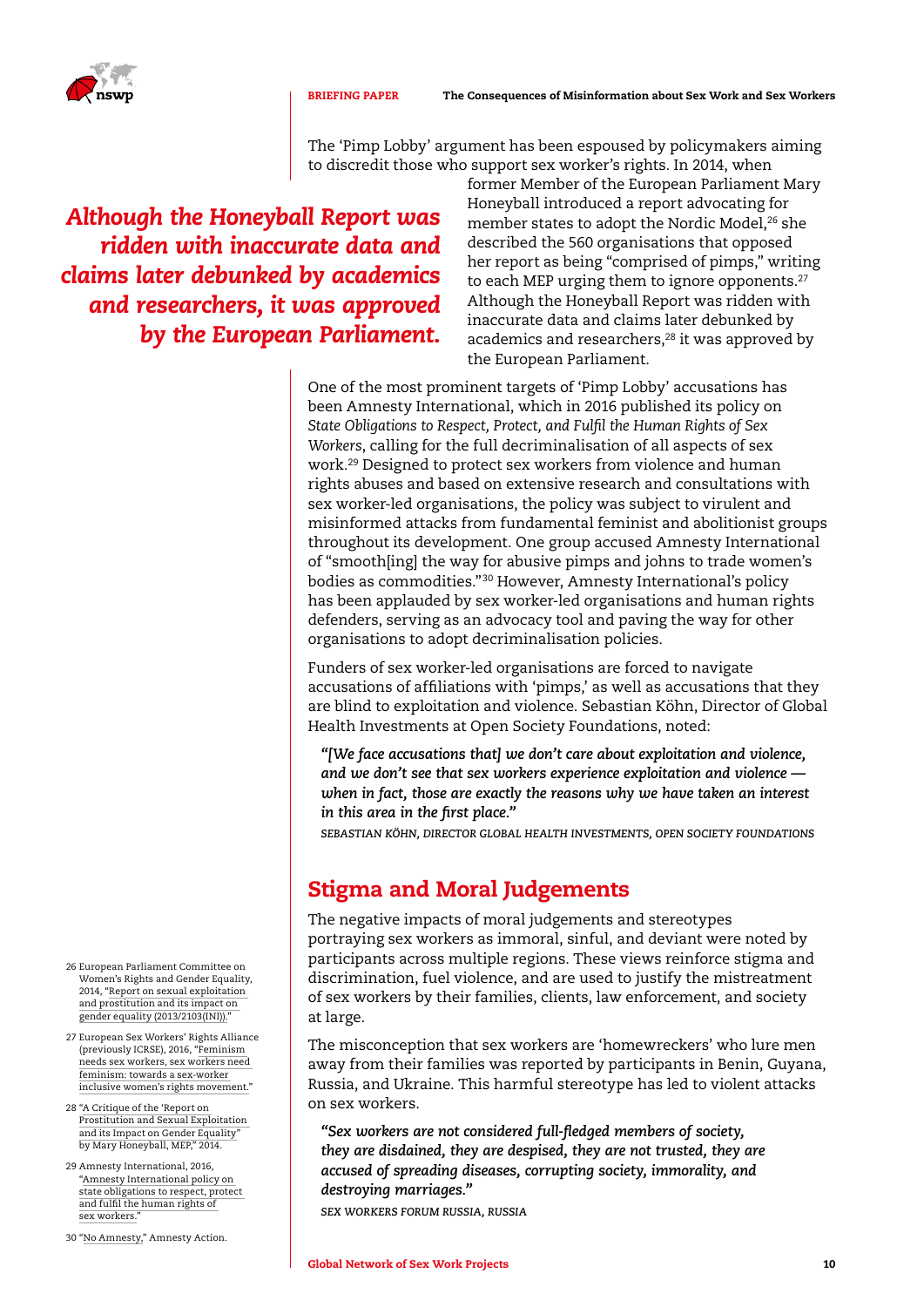The 'Pimp Lobby' argument has been espoused by policymakers aiming to discredit those who support sex worker's rights. In 2014, when former Member of the European Parliament Mary Honeyball introduced a report advocating for member states to adopt the Nordic Model,[26] she described the 560 organisations that opposed her report as being "comprised of pimps," writing to each MEP urging them to ignore opponents.[27] Although the Honeyball Report was ridden with inaccurate data and claims later debunked by academics and researchers,[28] it was approved by the European Parliament.

***Although the Honeyball Report was ridden with inaccurate data and claims later debunked by academics and researchers, it was approved by the European Parliament.***

One of the most prominent targets of 'Pimp Lobby' accusations has been Amnesty International, which in 2016 published its policy on *State Obligations to Respect, Protect, and Fulfil the Human Rights of Sex Workers*, calling for the full decriminalisation of all aspects of sex work.[29] Designed to protect sex workers from violence and human rights abuses and based on extensive research and consultations with sex worker-led organisations, the policy was subject to virulent and misinformed attacks from fundamental feminist and abolitionist groups throughout its development. One group accused Amnesty International of "smooth[ing] the way for abusive pimps and johns to trade women's bodies as commodities."[30] However, Amnesty International's policy has been applauded by sex worker-led organisations and human rights defenders, serving as an advocacy tool and paving the way for other organisations to adopt decriminalisation policies.

Funders of sex worker-led organisations are forced to navigate accusations of affiliations with 'pimps,' as well as accusations that they are blind to exploitation and violence. Sebastian Köhn, Director of Global Health Investments at Open Society Foundations, noted:

> ***"[We face accusations that] we don't care about exploitation and violence, and we don't see that sex workers experience exploitation and violence — when in fact, those are exactly the reasons why we have taken an interest in this area in the first place."***
>
> *SEBASTIAN KÖHN, DIRECTOR GLOBAL HEALTH INVESTMENTS, OPEN SOCIETY FOUNDATIONS*

## Stigma and Moral Judgements

The negative impacts of moral judgements and stereotypes portraying sex workers as immoral, sinful, and deviant were noted by participants across multiple regions. These views reinforce stigma and discrimination, fuel violence, and are used to justify the mistreatment of sex workers by their families, clients, law enforcement, and society at large.

The misconception that sex workers are 'homewreckers' who lure men away from their families was reported by participants in Benin, Guyana, Russia, and Ukraine. This harmful stereotype has led to violent attacks on sex workers.

> ***"Sex workers are not considered full-fledged members of society, they are disdained, they are despised, they are not trusted, they are accused of spreading diseases, corrupting society, immorality, and destroying marriages."***
>
> *SEX WORKERS FORUM RUSSIA, RUSSIA*

---

26 European Parliament Committee on Women's Rights and Gender Equality, 2014, "Report on sexual exploitation and prostitution and its impact on gender equality (2013/2103(INI))."

27 European Sex Workers' Rights Alliance (previously ICRSE), 2016, "Feminism needs sex workers, sex workers need feminism: towards a sex-worker inclusive women's rights movement."

28 "A Critique of the 'Report on Prostitution and Sexual Exploitation and its Impact on Gender Equality" by Mary Honeyball, MEP," 2014.

29 Amnesty International, 2016, "Amnesty International policy on state obligations to respect, protect and fulfil the human rights of sex workers."

30 "No Amnesty," Amnesty Action.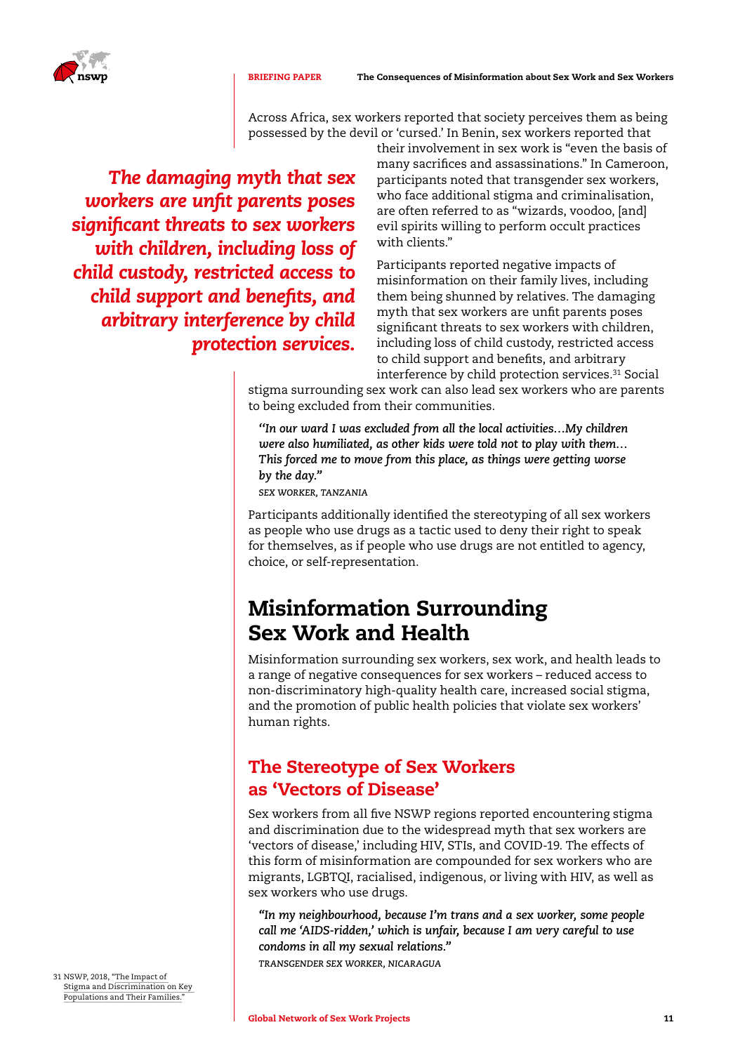Across Africa, sex workers reported that society perceives them as being possessed by the devil or 'cursed.' In Benin, sex workers reported that their involvement in sex work is "even the basis of many sacrifices and assassinations." In Cameroon, participants noted that transgender sex workers, who face additional stigma and criminalisation, are often referred to as "wizards, voodoo, [and] evil spirits willing to perform occult practices with clients."

***The damaging myth that sex workers are unfit parents poses significant threats to sex workers with children, including loss of child custody, restricted access to child support and benefits, and arbitrary interference by child protection services.***

Participants reported negative impacts of misinformation on their family lives, including them being shunned by relatives. The damaging myth that sex workers are unfit parents poses significant threats to sex workers with children, including loss of child custody, restricted access to child support and benefits, and arbitrary interference by child protection services.[31] Social stigma surrounding sex work can also lead sex workers who are parents to being excluded from their communities.

> *"In our ward I was excluded from all the local activities…My children were also humiliated, as other kids were told not to play with them… This forced me to move from this place, as things were getting worse by the day."*
>
> *SEX WORKER, TANZANIA*

Participants additionally identified the stereotyping of all sex workers as people who use drugs as a tactic used to deny their right to speak for themselves, as if people who use drugs are not entitled to agency, choice, or self-representation.

## Misinformation Surrounding Sex Work and Health

Misinformation surrounding sex workers, sex work, and health leads to a range of negative consequences for sex workers – reduced access to non-discriminatory high-quality health care, increased social stigma, and the promotion of public health policies that violate sex workers' human rights.

### The Stereotype of Sex Workers as 'Vectors of Disease'

Sex workers from all five NSWP regions reported encountering stigma and discrimination due to the widespread myth that sex workers are 'vectors of disease,' including HIV, STIs, and COVID-19. The effects of this form of misinformation are compounded for sex workers who are migrants, LGBTQI, racialised, indigenous, or living with HIV, as well as sex workers who use drugs.

> *"In my neighbourhood, because I'm trans and a sex worker, some people call me 'AIDS-ridden,' which is unfair, because I am very careful to use condoms in all my sexual relations."*
>
> *TRANSGENDER SEX WORKER, NICARAGUA*

31 NSWP, 2018, "The Impact of Stigma and Discrimination on Key Populations and Their Families."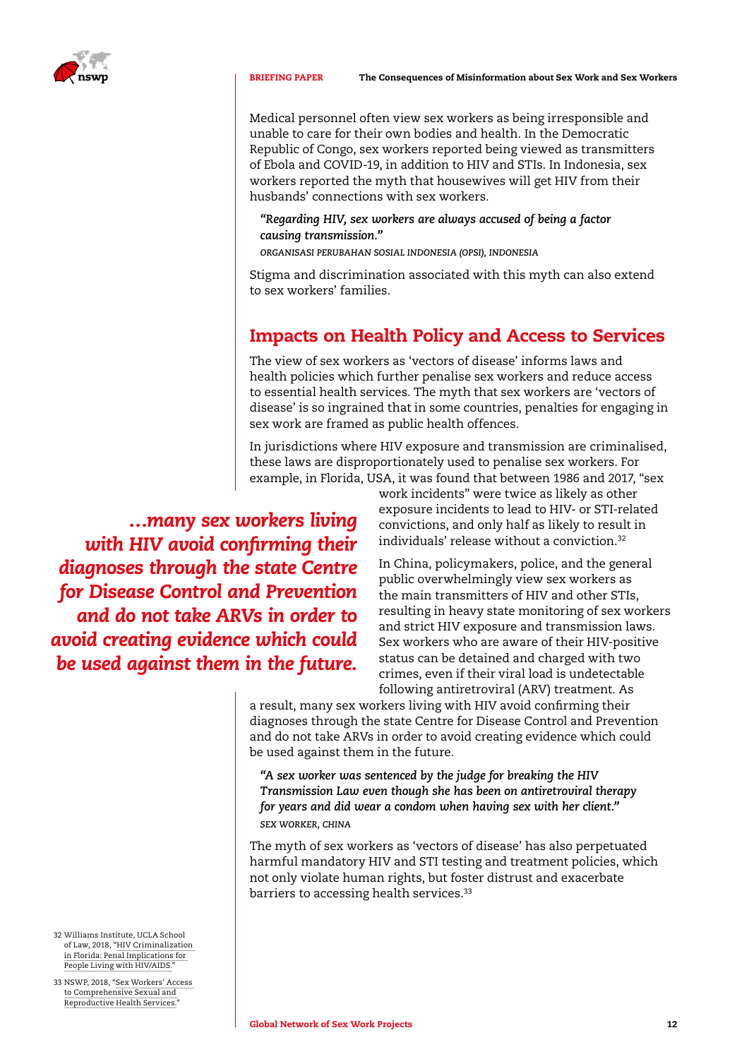Medical personnel often view sex workers as being irresponsible and unable to care for their own bodies and health. In the Democratic Republic of Congo, sex workers reported being viewed as transmitters of Ebola and COVID-19, in addition to HIV and STIs. In Indonesia, sex workers reported the myth that housewives will get HIV from their husbands' connections with sex workers.

> *"Regarding HIV, sex workers are always accused of being a factor causing transmission."*
> *ORGANISASI PERUBAHAN SOSIAL INDONESIA (OPSI), INDONESIA*

Stigma and discrimination associated with this myth can also extend to sex workers' families.

## Impacts on Health Policy and Access to Services

The view of sex workers as 'vectors of disease' informs laws and health policies which further penalise sex workers and reduce access to essential health services. The myth that sex workers are 'vectors of disease' is so ingrained that in some countries, penalties for engaging in sex work are framed as public health offences.

In jurisdictions where HIV exposure and transmission are criminalised, these laws are disproportionately used to penalise sex workers. For example, in Florida, USA, it was found that between 1986 and 2017, "sex work incidents" were twice as likely as other exposure incidents to lead to HIV- or STI-related convictions, and only half as likely to result in individuals' release without a conviction.[32]

In China, policymakers, police, and the general public overwhelmingly view sex workers as the main transmitters of HIV and other STIs, resulting in heavy state monitoring of sex workers and strict HIV exposure and transmission laws. Sex workers who are aware of their HIV-positive status can be detained and charged with two crimes, even if their viral load is undetectable following antiretroviral (ARV) treatment. As a result, many sex workers living with HIV avoid confirming their diagnoses through the state Centre for Disease Control and Prevention and do not take ARVs in order to avoid creating evidence which could be used against them in the future.

> ***…many sex workers living with HIV avoid confirming their diagnoses through the state Centre for Disease Control and Prevention and do not take ARVs in order to avoid creating evidence which could be used against them in the future.***

> *"A sex worker was sentenced by the judge for breaking the HIV Transmission Law even though she has been on antiretroviral therapy for years and did wear a condom when having sex with her client."*
> *SEX WORKER, CHINA*

The myth of sex workers as 'vectors of disease' has also perpetuated harmful mandatory HIV and STI testing and treatment policies, which not only violate human rights, but foster distrust and exacerbate barriers to accessing health services.[33]

---

32 Williams Institute, UCLA School of Law, 2018, "HIV Criminalization in Florida: Penal Implications for People Living with HIV/AIDS."

33 NSWP, 2018, "Sex Workers' Access to Comprehensive Sexual and Reproductive Health Services."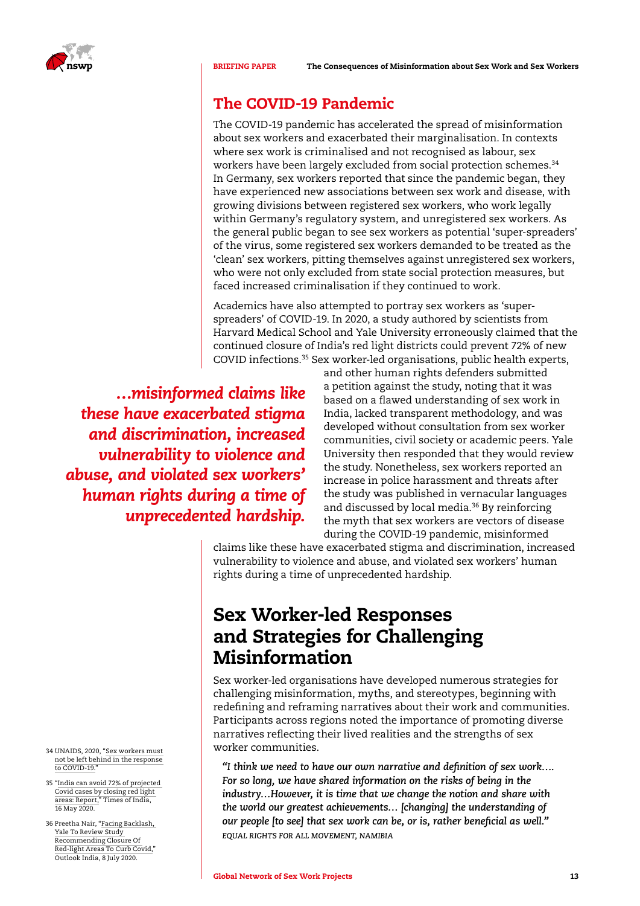## The COVID-19 Pandemic

The COVID-19 pandemic has accelerated the spread of misinformation about sex workers and exacerbated their marginalisation. In contexts where sex work is criminalised and not recognised as labour, sex workers have been largely excluded from social protection schemes.[34] In Germany, sex workers reported that since the pandemic began, they have experienced new associations between sex work and disease, with growing divisions between registered sex workers, who work legally within Germany's regulatory system, and unregistered sex workers. As the general public began to see sex workers as potential 'super-spreaders' of the virus, some registered sex workers demanded to be treated as the 'clean' sex workers, pitting themselves against unregistered sex workers, who were not only excluded from state social protection measures, but faced increased criminalisation if they continued to work.

Academics have also attempted to portray sex workers as 'super-spreaders' of COVID-19. In 2020, a study authored by scientists from Harvard Medical School and Yale University erroneously claimed that the continued closure of India's red light districts could prevent 72% of new COVID infections.[35] Sex worker-led organisations, public health experts, and other human rights defenders submitted a petition against the study, noting that it was based on a flawed understanding of sex work in India, lacked transparent methodology, and was developed without consultation from sex worker communities, civil society or academic peers. Yale University then responded that they would review the study. Nonetheless, sex workers reported an increase in police harassment and threats after the study was published in vernacular languages and discussed by local media.[36] By reinforcing the myth that sex workers are vectors of disease during the COVID-19 pandemic, misinformed claims like these have exacerbated stigma and discrimination, increased vulnerability to violence and abuse, and violated sex workers' human rights during a time of unprecedented hardship.

*...misinformed claims like these have exacerbated stigma and discrimination, increased vulnerability to violence and abuse, and violated sex workers' human rights during a time of unprecedented hardship.*

## Sex Worker-led Responses and Strategies for Challenging Misinformation

Sex worker-led organisations have developed numerous strategies for challenging misinformation, myths, and stereotypes, beginning with redefining and reframing narratives about their work and communities. Participants across regions noted the importance of promoting diverse narratives reflecting their lived realities and the strengths of sex worker communities.

> *"I think we need to have our own narrative and definition of sex work…. For so long, we have shared information on the risks of being in the industry…However, it is time that we change the notion and share with the world our greatest achievements… [changing] the understanding of our people [to see] that sex work can be, or is, rather beneficial as well."*
> EQUAL RIGHTS FOR ALL MOVEMENT, NAMIBIA

34 UNAIDS, 2020, "Sex workers must not be left behind in the response to COVID-19."

35 "India can avoid 72% of projected Covid cases by closing red light areas: Report," Times of India, 16 May 2020.

36 Preetha Nair, "Facing Backlash, Yale To Review Study Recommending Closure Of Red-light Areas To Curb Covid," Outlook India, 8 July 2020.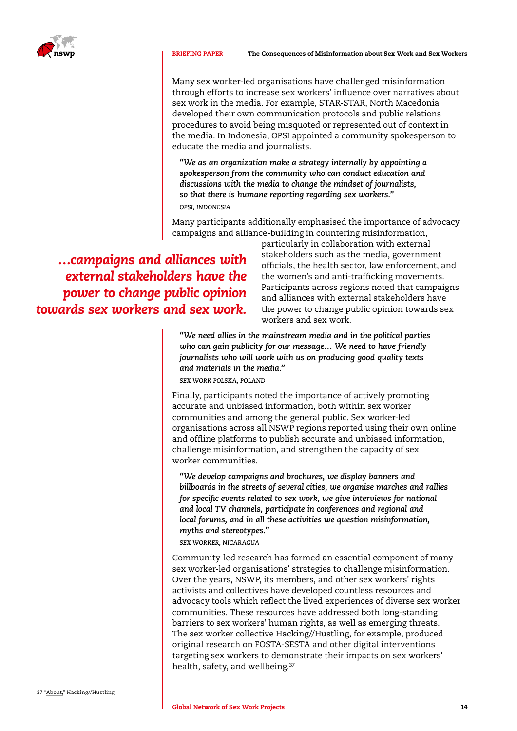Many sex worker-led organisations have challenged misinformation through efforts to increase sex workers' influence over narratives about sex work in the media. For example, STAR-STAR, North Macedonia developed their own communication protocols and public relations procedures to avoid being misquoted or represented out of context in the media. In Indonesia, OPSI appointed a community spokesperson to educate the media and journalists.

> *"We as an organization make a strategy internally by appointing a spokesperson from the community who can conduct education and discussions with the media to change the mindset of journalists, so that there is humane reporting regarding sex workers."*
> *OPSI, INDONESIA*

Many participants additionally emphasised the importance of advocacy campaigns and alliance-building in countering misinformation, particularly in collaboration with external stakeholders such as the media, government officials, the health sector, law enforcement, and the women's and anti-trafficking movements. Participants across regions noted that campaigns and alliances with external stakeholders have the power to change public opinion towards sex workers and sex work.

***…campaigns and alliances with external stakeholders have the power to change public opinion towards sex workers and sex work.***

> *"We need allies in the mainstream media and in the political parties who can gain publicity for our message… We need to have friendly journalists who will work with us on producing good quality texts and materials in the media."*
> *SEX WORK POLSKA, POLAND*

Finally, participants noted the importance of actively promoting accurate and unbiased information, both within sex worker communities and among the general public. Sex worker-led organisations across all NSWP regions reported using their own online and offline platforms to publish accurate and unbiased information, challenge misinformation, and strengthen the capacity of sex worker communities.

> *"We develop campaigns and brochures, we display banners and billboards in the streets of several cities, we organise marches and rallies for specific events related to sex work, we give interviews for national and local TV channels, participate in conferences and regional and local forums, and in all these activities we question misinformation, myths and stereotypes."*
> *SEX WORKER, NICARAGUA*

Community-led research has formed an essential component of many sex worker-led organisations' strategies to challenge misinformation. Over the years, NSWP, its members, and other sex workers' rights activists and collectives have developed countless resources and advocacy tools which reflect the lived experiences of diverse sex worker communities. These resources have addressed both long-standing barriers to sex workers' human rights, as well as emerging threats. The sex worker collective Hacking//Hustling, for example, produced original research on FOSTA-SESTA and other digital interventions targeting sex workers to demonstrate their impacts on sex workers' health, safety, and wellbeing.[37]

37 "About," Hacking//Hustling.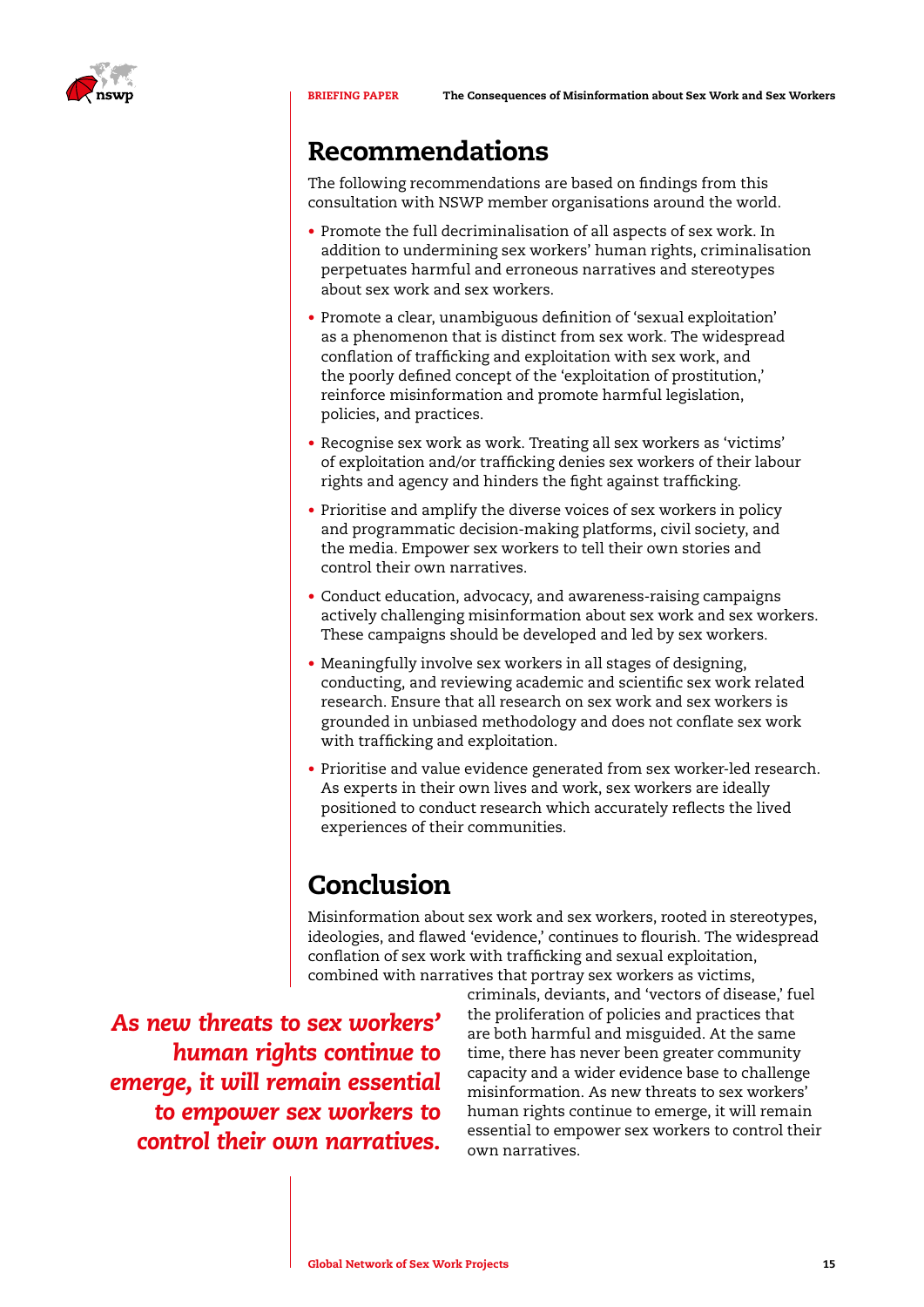## Recommendations

The following recommendations are based on findings from this consultation with NSWP member organisations around the world.

- Promote the full decriminalisation of all aspects of sex work. In addition to undermining sex workers' human rights, criminalisation perpetuates harmful and erroneous narratives and stereotypes about sex work and sex workers.
- Promote a clear, unambiguous definition of 'sexual exploitation' as a phenomenon that is distinct from sex work. The widespread conflation of trafficking and exploitation with sex work, and the poorly defined concept of the 'exploitation of prostitution,' reinforce misinformation and promote harmful legislation, policies, and practices.
- Recognise sex work as work. Treating all sex workers as 'victims' of exploitation and/or trafficking denies sex workers of their labour rights and agency and hinders the fight against trafficking.
- Prioritise and amplify the diverse voices of sex workers in policy and programmatic decision-making platforms, civil society, and the media. Empower sex workers to tell their own stories and control their own narratives.
- Conduct education, advocacy, and awareness-raising campaigns actively challenging misinformation about sex work and sex workers. These campaigns should be developed and led by sex workers.
- Meaningfully involve sex workers in all stages of designing, conducting, and reviewing academic and scientific sex work related research. Ensure that all research on sex work and sex workers is grounded in unbiased methodology and does not conflate sex work with trafficking and exploitation.
- Prioritise and value evidence generated from sex worker-led research. As experts in their own lives and work, sex workers are ideally positioned to conduct research which accurately reflects the lived experiences of their communities.

## Conclusion

Misinformation about sex work and sex workers, rooted in stereotypes, ideologies, and flawed 'evidence,' continues to flourish. The widespread conflation of sex work with trafficking and sexual exploitation, combined with narratives that portray sex workers as victims, criminals, deviants, and 'vectors of disease,' fuel the proliferation of policies and practices that are both harmful and misguided. At the same time, there has never been greater community capacity and a wider evidence base to challenge misinformation. As new threats to sex workers' human rights continue to emerge, it will remain essential to empower sex workers to control their own narratives.

*As new threats to sex workers' human rights continue to emerge, it will remain essential to empower sex workers to control their own narratives.*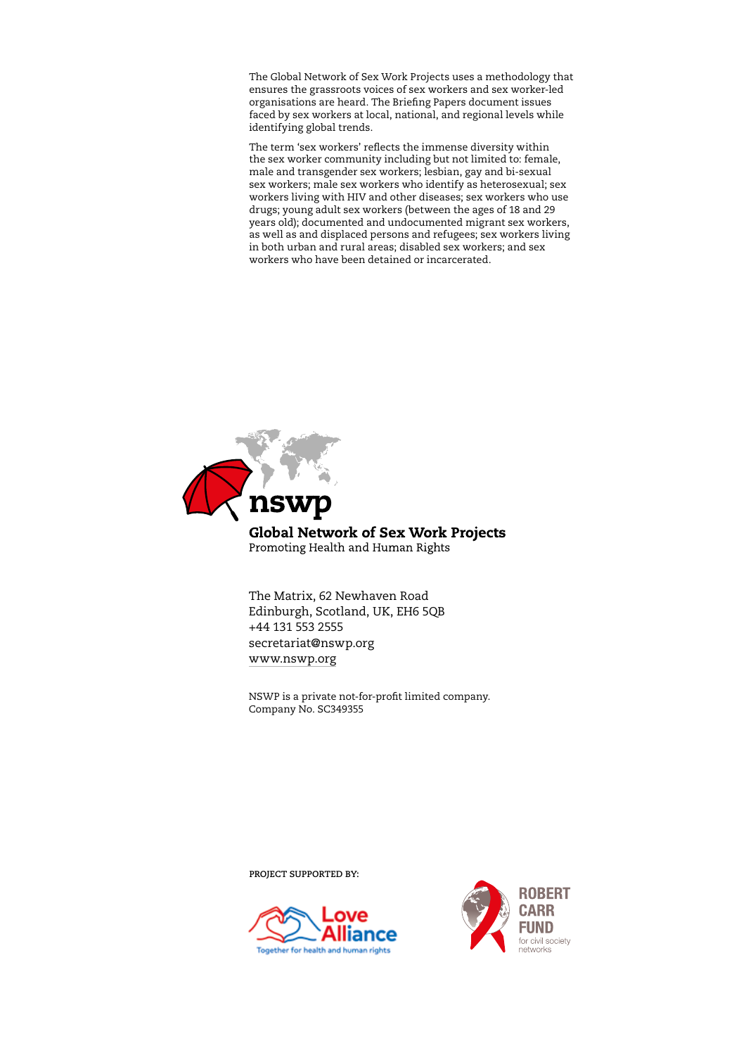The Global Network of Sex Work Projects uses a methodology that ensures the grassroots voices of sex workers and sex worker-led organisations are heard. The Briefing Papers document issues faced by sex workers at local, national, and regional levels while identifying global trends.

The term 'sex workers' reflects the immense diversity within the sex worker community including but not limited to: female, male and transgender sex workers; lesbian, gay and bi-sexual sex workers; male sex workers who identify as heterosexual; sex workers living with HIV and other diseases; sex workers who use drugs; young adult sex workers (between the ages of 18 and 29 years old); documented and undocumented migrant sex workers, as well as and displaced persons and refugees; sex workers living in both urban and rural areas; disabled sex workers; and sex workers who have been detained or incarcerated.

nswp

**Global Network of Sex Work Projects**
Promoting Health and Human Rights

The Matrix, 62 Newhaven Road
Edinburgh, Scotland, UK, EH6 5QB
+44 131 553 2555
secretariat@nswp.org
www.nswp.org

NSWP is a private not-for-profit limited company.
Company No. SC349355

PROJECT SUPPORTED BY:

Love Alliance
Together for health and human rights

ROBERT CARR FUND
for civil society networks